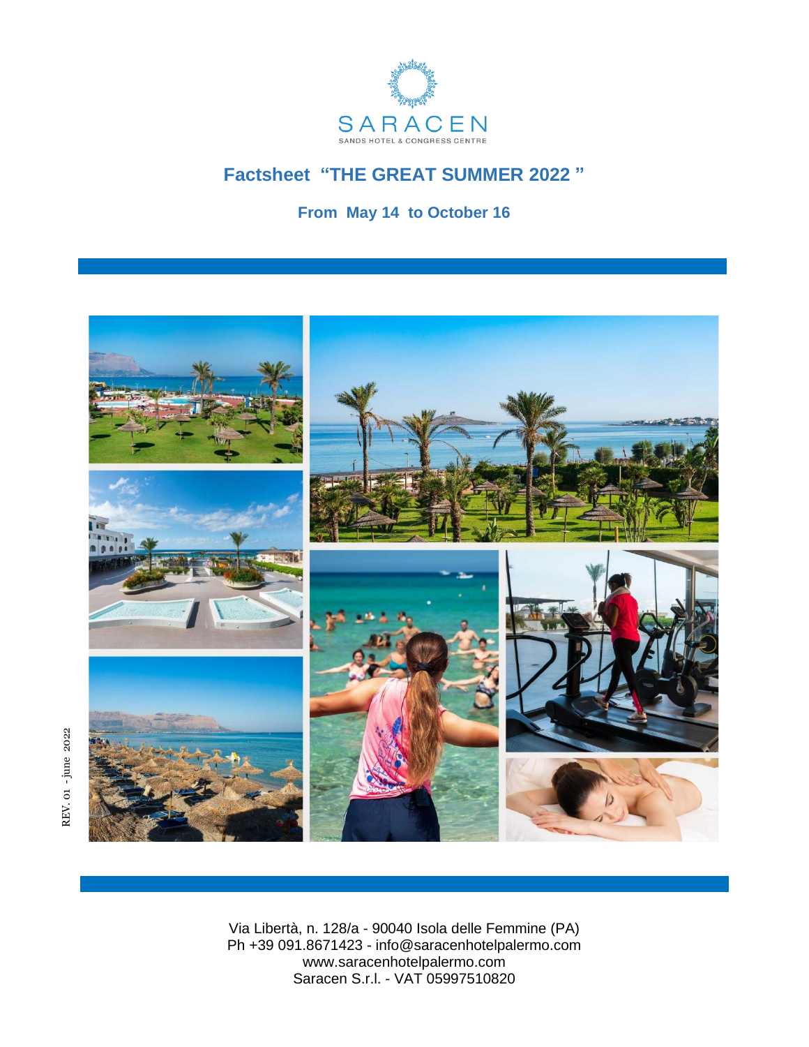SARACEN

SANDS HOTEL & CONGRESS CENTRE

# Factsheet "THE GREAT SUMMER 2022 "

## From May 14 to October 16

REV. 01 - june 2022

Via Libertà, n. 128/a - 90040 Isola delle Femmine (PA)
Ph +39 091.8671423 - info@saracenhotelpalermo.com
www.saracenhotelpalermo.com
Saracen S.r.l. - VAT 05997510820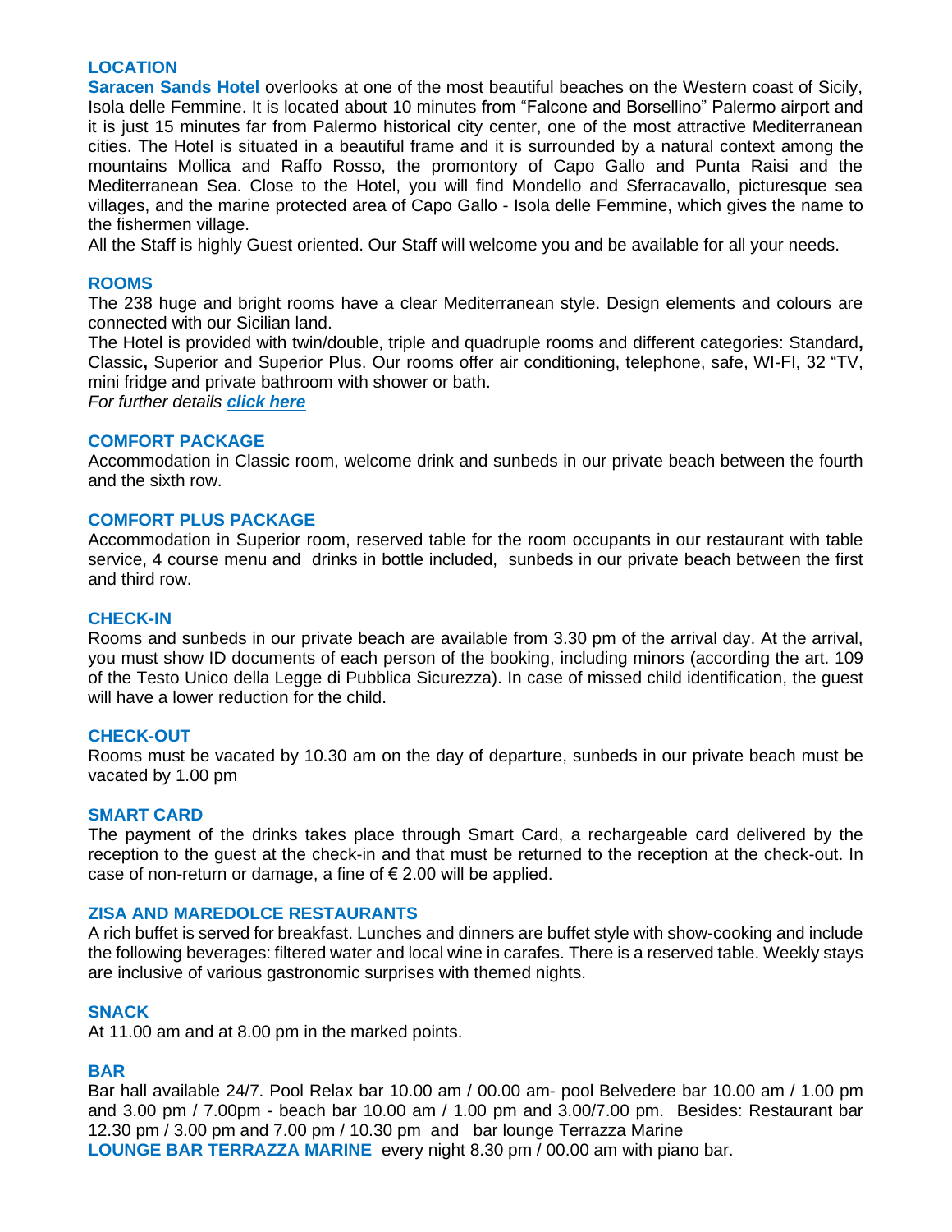## LOCATION

**Saracen Sands Hotel** overlooks at one of the most beautiful beaches on the Western coast of Sicily, Isola delle Femmine. It is located about 10 minutes from "Falcone and Borsellino" Palermo airport and it is just 15 minutes far from Palermo historical city center, one of the most attractive Mediterranean cities. The Hotel is situated in a beautiful frame and it is surrounded by a natural context among the mountains Mollica and Raffo Rosso, the promontory of Capo Gallo and Punta Raisi and the Mediterranean Sea. Close to the Hotel, you will find Mondello and Sferracavallo, picturesque sea villages, and the marine protected area of Capo Gallo - Isola delle Femmine, which gives the name to the fishermen village.

All the Staff is highly Guest oriented. Our Staff will welcome you and be available for all your needs.

## ROOMS

The 238 huge and bright rooms have a clear Mediterranean style. Design elements and colours are connected with our Sicilian land.

The Hotel is provided with twin/double, triple and quadruple rooms and different categories: Standard**,** Classic**,** Superior and Superior Plus. Our rooms offer air conditioning, telephone, safe, WI-FI, 32 "TV, mini fridge and private bathroom with shower or bath.

*For further details **click here***

## COMFORT PACKAGE

Accommodation in Classic room, welcome drink and sunbeds in our private beach between the fourth and the sixth row.

## COMFORT PLUS PACKAGE

Accommodation in Superior room, reserved table for the room occupants in our restaurant with table service, 4 course menu and drinks in bottle included, sunbeds in our private beach between the first and third row.

## CHECK-IN

Rooms and sunbeds in our private beach are available from 3.30 pm of the arrival day. At the arrival, you must show ID documents of each person of the booking, including minors (according the art. 109 of the Testo Unico della Legge di Pubblica Sicurezza). In case of missed child identification, the guest will have a lower reduction for the child.

## CHECK-OUT

Rooms must be vacated by 10.30 am on the day of departure, sunbeds in our private beach must be vacated by 1.00 pm

## SMART CARD

The payment of the drinks takes place through Smart Card, a rechargeable card delivered by the reception to the guest at the check-in and that must be returned to the reception at the check-out. In case of non-return or damage, a fine of € 2.00 will be applied.

## ZISA AND MAREDOLCE RESTAURANTS

A rich buffet is served for breakfast. Lunches and dinners are buffet style with show-cooking and include the following beverages: filtered water and local wine in carafes. There is a reserved table. Weekly stays are inclusive of various gastronomic surprises with themed nights.

## SNACK

At 11.00 am and at 8.00 pm in the marked points.

## BAR

Bar hall available 24/7. Pool Relax bar 10.00 am / 00.00 am- pool Belvedere bar 10.00 am / 1.00 pm and 3.00 pm / 7.00pm - beach bar 10.00 am / 1.00 pm and 3.00/7.00 pm. Besides: Restaurant bar 12.30 pm / 3.00 pm and 7.00 pm / 10.30 pm and bar lounge Terrazza Marine

**LOUNGE BAR TERRAZZA MARINE** every night 8.30 pm / 00.00 am with piano bar.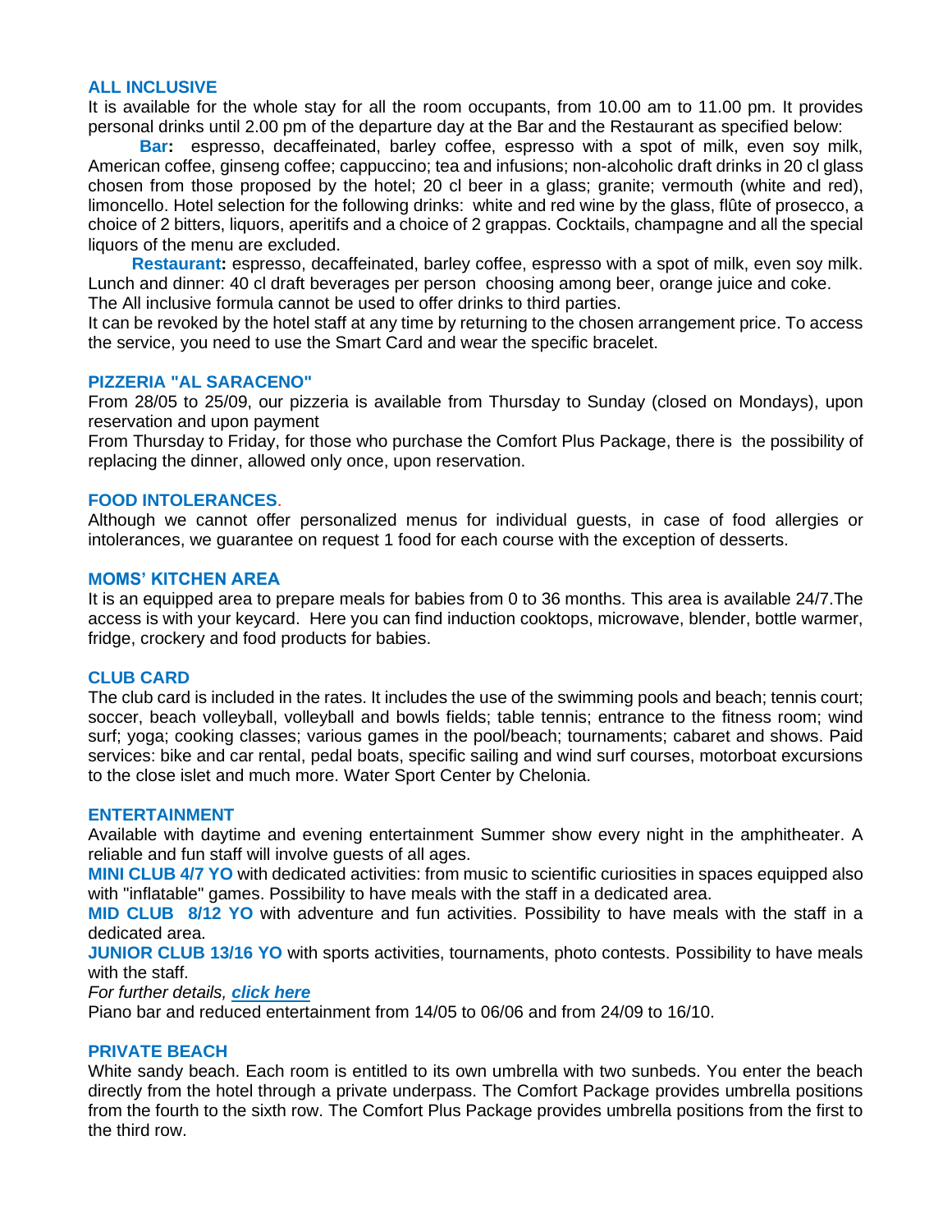## ALL INCLUSIVE

It is available for the whole stay for all the room occupants, from 10.00 am to 11.00 pm. It provides personal drinks until 2.00 pm of the departure day at the Bar and the Restaurant as specified below:

**Bar:** espresso, decaffeinated, barley coffee, espresso with a spot of milk, even soy milk, American coffee, ginseng coffee; cappuccino; tea and infusions; non-alcoholic draft drinks in 20 cl glass chosen from those proposed by the hotel; 20 cl beer in a glass; granite; vermouth (white and red), limoncello. Hotel selection for the following drinks: white and red wine by the glass, flûte of prosecco, a choice of 2 bitters, liquors, aperitifs and a choice of 2 grappas. Cocktails, champagne and all the special liquors of the menu are excluded.

**Restaurant:** espresso, decaffeinated, barley coffee, espresso with a spot of milk, even soy milk. Lunch and dinner: 40 cl draft beverages per person choosing among beer, orange juice and coke. The All inclusive formula cannot be used to offer drinks to third parties.

It can be revoked by the hotel staff at any time by returning to the chosen arrangement price. To access the service, you need to use the Smart Card and wear the specific bracelet.

## PIZZERIA "AL SARACENO"

From 28/05 to 25/09, our pizzeria is available from Thursday to Sunday (closed on Mondays), upon reservation and upon payment

From Thursday to Friday, for those who purchase the Comfort Plus Package, there is the possibility of replacing the dinner, allowed only once, upon reservation.

## FOOD INTOLERANCES.

Although we cannot offer personalized menus for individual guests, in case of food allergies or intolerances, we guarantee on request 1 food for each course with the exception of desserts.

## MOMS' KITCHEN AREA

It is an equipped area to prepare meals for babies from 0 to 36 months. This area is available 24/7.The access is with your keycard. Here you can find induction cooktops, microwave, blender, bottle warmer, fridge, crockery and food products for babies.

## CLUB CARD

The club card is included in the rates. It includes the use of the swimming pools and beach; tennis court; soccer, beach volleyball, volleyball and bowls fields; table tennis; entrance to the fitness room; wind surf; yoga; cooking classes; various games in the pool/beach; tournaments; cabaret and shows. Paid services: bike and car rental, pedal boats, specific sailing and wind surf courses, motorboat excursions to the close islet and much more. Water Sport Center by Chelonia.

## ENTERTAINMENT

Available with daytime and evening entertainment Summer show every night in the amphitheater. A reliable and fun staff will involve guests of all ages.

**MINI CLUB 4/7 YO** with dedicated activities: from music to scientific curiosities in spaces equipped also with "inflatable" games. Possibility to have meals with the staff in a dedicated area.

**MID CLUB 8/12 YO** with adventure and fun activities. Possibility to have meals with the staff in a dedicated area.

**JUNIOR CLUB 13/16 YO** with sports activities, tournaments, photo contests. Possibility to have meals with the staff.

*For further details, **click here***

Piano bar and reduced entertainment from 14/05 to 06/06 and from 24/09 to 16/10.

## PRIVATE BEACH

White sandy beach. Each room is entitled to its own umbrella with two sunbeds. You enter the beach directly from the hotel through a private underpass. The Comfort Package provides umbrella positions from the fourth to the sixth row. The Comfort Plus Package provides umbrella positions from the first to the third row.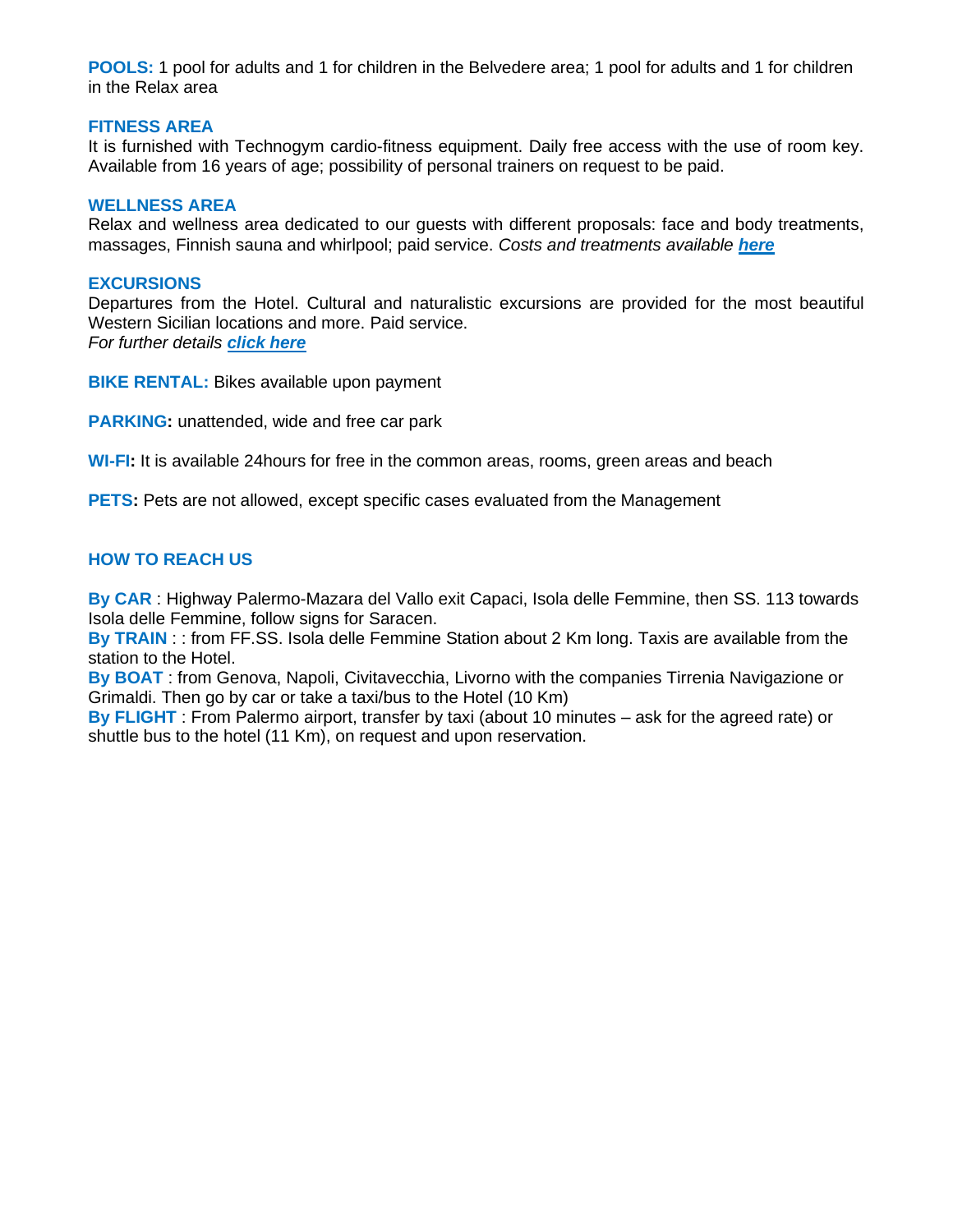**POOLS:** 1 pool for adults and 1 for children in the Belvedere area; 1 pool for adults and 1 for children in the Relax area

**FITNESS AREA**

It is furnished with Technogym cardio-fitness equipment. Daily free access with the use of room key. Available from 16 years of age; possibility of personal trainers on request to be paid.

**WELLNESS AREA**

Relax and wellness area dedicated to our guests with different proposals: face and body treatments, massages, Finnish sauna and whirlpool; paid service. *Costs and treatments available* ***here***

**EXCURSIONS**

Departures from the Hotel. Cultural and naturalistic excursions are provided for the most beautiful Western Sicilian locations and more. Paid service.
*For further details* ***click here***

**BIKE RENTAL:** Bikes available upon payment

**PARKING:** unattended, wide and free car park

**WI-FI:** It is available 24hours for free in the common areas, rooms, green areas and beach

**PETS:** Pets are not allowed, except specific cases evaluated from the Management

## HOW TO REACH US

**By CAR** : Highway Palermo-Mazara del Vallo exit Capaci, Isola delle Femmine, then SS. 113 towards Isola delle Femmine, follow signs for Saracen.
**By TRAIN** : : from FF.SS. Isola delle Femmine Station about 2 Km long. Taxis are available from the station to the Hotel.
**By BOAT** : from Genova, Napoli, Civitavecchia, Livorno with the companies Tirrenia Navigazione or Grimaldi. Then go by car or take a taxi/bus to the Hotel (10 Km)
**By FLIGHT** : From Palermo airport, transfer by taxi (about 10 minutes – ask for the agreed rate) or shuttle bus to the hotel (11 Km), on request and upon reservation.